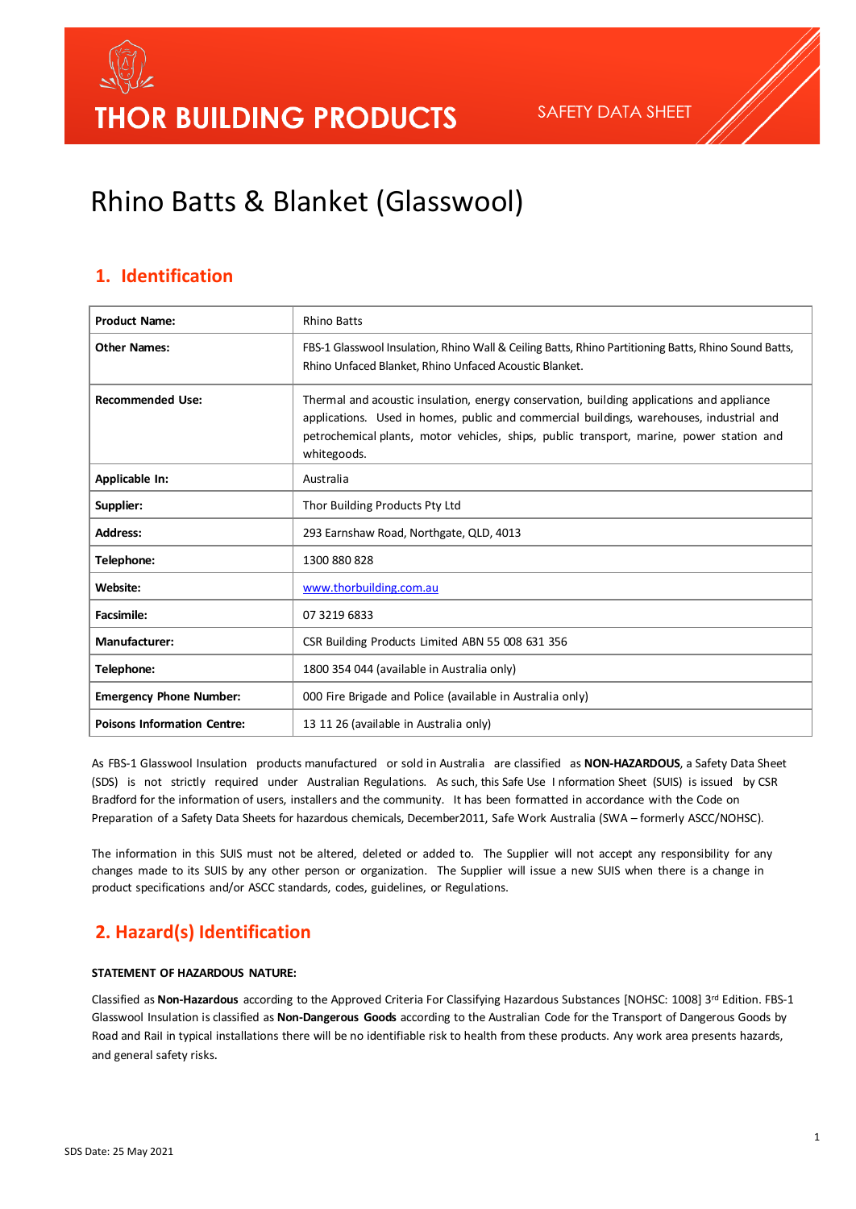# THOR BUILDING PRODUCTS

SAFETY DATA SHEET

# Rhino Batts & Blanket (Glasswool)

## 1. Identification

| **Product Name:** | Rhino Batts |
|---|---|
| **Other Names:** | FBS-1 Glasswool Insulation, Rhino Wall & Ceiling Batts, Rhino Partitioning Batts, Rhino Sound Batts, Rhino Unfaced Blanket, Rhino Unfaced Acoustic Blanket. |
| **Recommended Use:** | Thermal and acoustic insulation, energy conservation, building applications and appliance applications. Used in homes, public and commercial buildings, warehouses, industrial and petrochemical plants, motor vehicles, ships, public transport, marine, power station and whitegoods. |
| **Applicable In:** | Australia |
| **Supplier:** | Thor Building Products Pty Ltd |
| **Address:** | 293 Earnshaw Road, Northgate, QLD, 4013 |
| **Telephone:** | 1300 880 828 |
| **Website:** | www.thorbuilding.com.au |
| **Facsimile:** | 07 3219 6833 |
| **Manufacturer:** | CSR Building Products Limited ABN 55 008 631 356 |
| **Telephone:** | 1800 354 044 (available in Australia only) |
| **Emergency Phone Number:** | 000 Fire Brigade and Police (available in Australia only) |
| **Poisons Information Centre:** | 13 11 26 (available in Australia only) |

As FBS-1 Glasswool Insulation products manufactured or sold in Australia are classified as **NON-HAZARDOUS**, a Safety Data Sheet (SDS) is not strictly required under Australian Regulations. As such, this Safe Use I nformation Sheet (SUIS) is issued by CSR Bradford for the information of users, installers and the community. It has been formatted in accordance with the Code on Preparation of a Safety Data Sheets for hazardous chemicals, December2011, Safe Work Australia (SWA – formerly ASCC/NOHSC).

The information in this SUIS must not be altered, deleted or added to. The Supplier will not accept any responsibility for any changes made to its SUIS by any other person or organization. The Supplier will issue a new SUIS when there is a change in product specifications and/or ASCC standards, codes, guidelines, or Regulations.

## 2. Hazard(s) Identification

**STATEMENT OF HAZARDOUS NATURE:**

Classified as **Non-Hazardous** according to the Approved Criteria For Classifying Hazardous Substances [NOHSC: 1008] 3rd Edition. FBS-1 Glasswool Insulation is classified as **Non-Dangerous Goods** according to the Australian Code for the Transport of Dangerous Goods by Road and Rail in typical installations there will be no identifiable risk to health from these products. Any work area presents hazards, and general safety risks.

SDS Date: 25 May 2021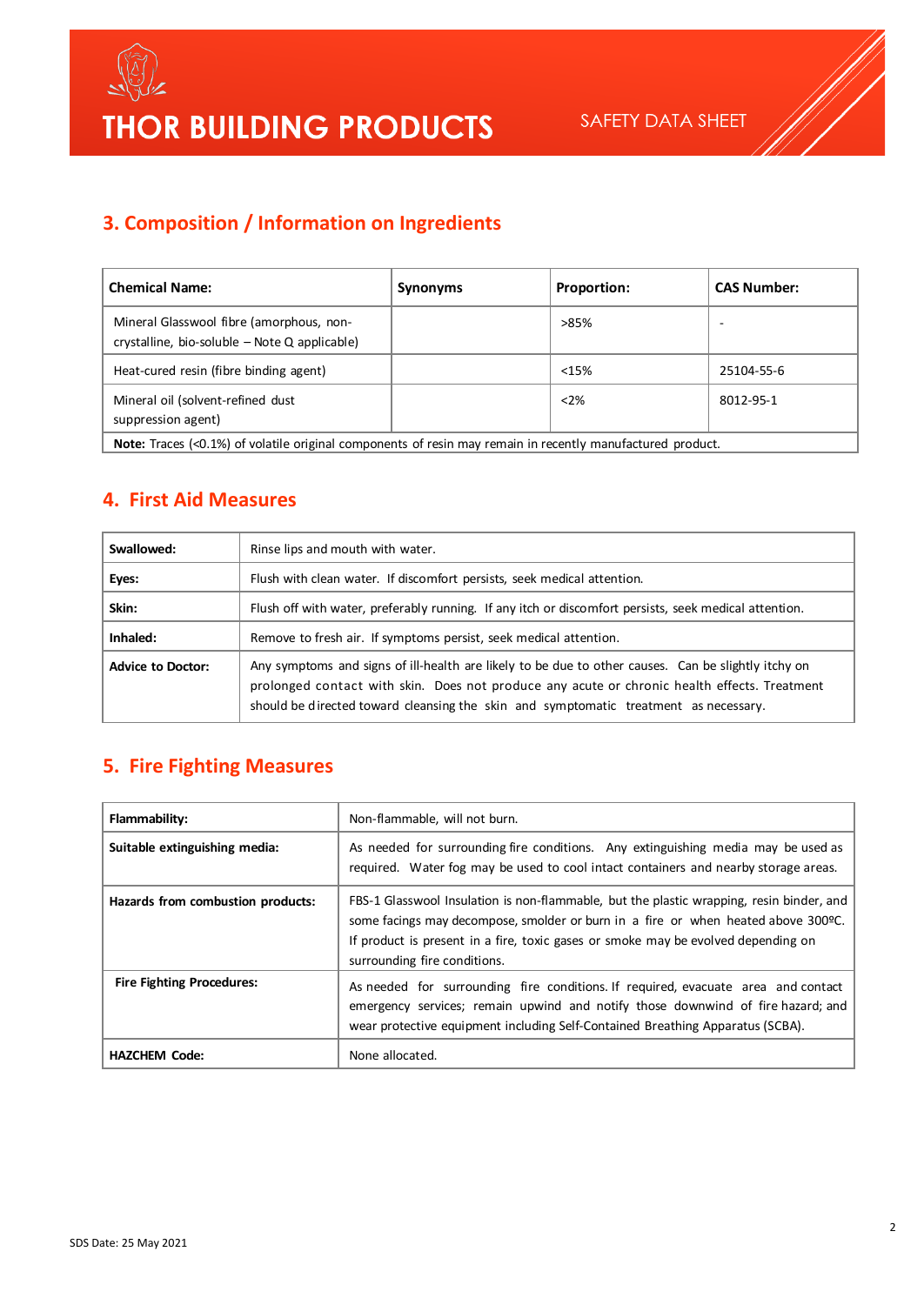## 3. Composition / Information on Ingredients

| Chemical Name: | Synonyms | Proportion: | CAS Number: |
|---|---|---|---|
| Mineral Glasswool fibre (amorphous, non-crystalline, bio-soluble – Note Q applicable) | | >85% | - |
| Heat-cured resin (fibre binding agent) | | <15% | 25104-55-6 |
| Mineral oil (solvent-refined dust suppression agent) | | <2% | 8012-95-1 |
| **Note:** Traces (<0.1%) of volatile original components of resin may remain in recently manufactured product. | | | |

## 4. First Aid Measures

| | |
|---|---|
| **Swallowed:** | Rinse lips and mouth with water. |
| **Eyes:** | Flush with clean water. If discomfort persists, seek medical attention. |
| **Skin:** | Flush off with water, preferably running. If any itch or discomfort persists, seek medical attention. |
| **Inhaled:** | Remove to fresh air. If symptoms persist, seek medical attention. |
| **Advice to Doctor:** | Any symptoms and signs of ill-health are likely to be due to other causes. Can be slightly itchy on prolonged contact with skin. Does not produce any acute or chronic health effects. Treatment should be directed toward cleansing the skin and symptomatic treatment as necessary. |

## 5. Fire Fighting Measures

| | |
|---|---|
| **Flammability:** | Non-flammable, will not burn. |
| **Suitable extinguishing media:** | As needed for surrounding fire conditions. Any extinguishing media may be used as required. Water fog may be used to cool intact containers and nearby storage areas. |
| **Hazards from combustion products:** | FBS-1 Glasswool Insulation is non-flammable, but the plastic wrapping, resin binder, and some facings may decompose, smolder or burn in a fire or when heated above 300ºC. If product is present in a fire, toxic gases or smoke may be evolved depending on surrounding fire conditions. |
| **Fire Fighting Procedures:** | As needed for surrounding fire conditions. If required, evacuate area and contact emergency services; remain upwind and notify those downwind of fire hazard; and wear protective equipment including Self-Contained Breathing Apparatus (SCBA). |
| **HAZCHEM Code:** | None allocated. |

SDS Date: 25 May 2021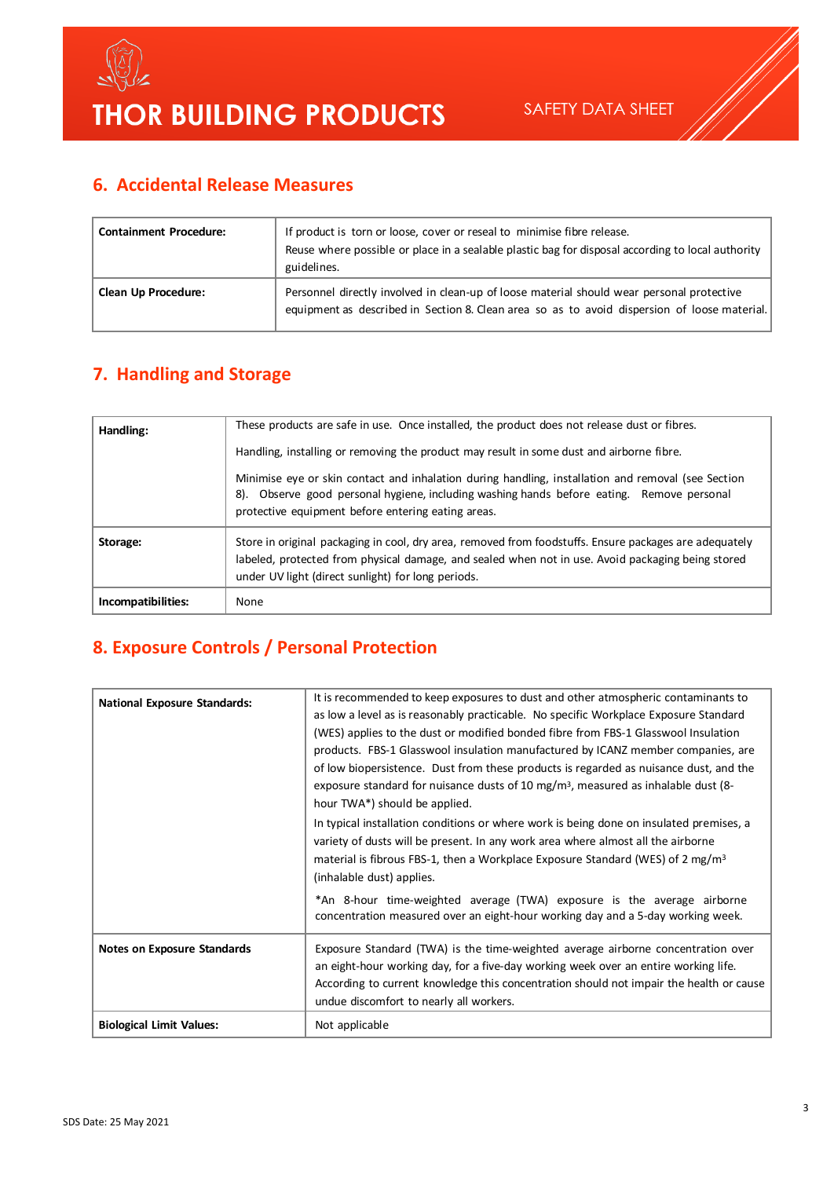## 6. Accidental Release Measures

| | |
|---|---|
| **Containment Procedure:** | If product is torn or loose, cover or reseal to minimise fibre release.<br>Reuse where possible or place in a sealable plastic bag for disposal according to local authority guidelines. |
| **Clean Up Procedure:** | Personnel directly involved in clean-up of loose material should wear personal protective equipment as described in Section 8. Clean area so as to avoid dispersion of loose material. |

## 7. Handling and Storage

| | |
|---|---|
| **Handling:** | These products are safe in use. Once installed, the product does not release dust or fibres.<br>Handling, installing or removing the product may result in some dust and airborne fibre.<br>Minimise eye or skin contact and inhalation during handling, installation and removal (see Section 8). Observe good personal hygiene, including washing hands before eating. Remove personal protective equipment before entering eating areas. |
| **Storage:** | Store in original packaging in cool, dry area, removed from foodstuffs. Ensure packages are adequately labeled, protected from physical damage, and sealed when not in use. Avoid packaging being stored under UV light (direct sunlight) for long periods. |
| **Incompatibilities:** | None |

## 8. Exposure Controls / Personal Protection

| | |
|---|---|
| **National Exposure Standards:** | It is recommended to keep exposures to dust and other atmospheric contaminants to as low a level as is reasonably practicable. No specific Workplace Exposure Standard (WES) applies to the dust or modified bonded fibre from FBS-1 Glasswool Insulation products. FBS-1 Glasswool insulation manufactured by ICANZ member companies, are of low biopersistence. Dust from these products is regarded as nuisance dust, and the exposure standard for nuisance dusts of 10 mg/m$^3$, measured as inhalable dust (8-hour TWA*) should be applied.<br>In typical installation conditions or where work is being done on insulated premises, a variety of dusts will be present. In any work area where almost all the airborne material is fibrous FBS-1, then a Workplace Exposure Standard (WES) of 2 mg/m$^3$ (inhalable dust) applies.<br>*An 8-hour time-weighted average (TWA) exposure is the average airborne concentration measured over an eight-hour working day and a 5-day working week. |
| **Notes on Exposure Standards** | Exposure Standard (TWA) is the time-weighted average airborne concentration over an eight-hour working day, for a five-day working week over an entire working life. According to current knowledge this concentration should not impair the health or cause undue discomfort to nearly all workers. |
| **Biological Limit Values:** | Not applicable |

SDS Date: 25 May 2021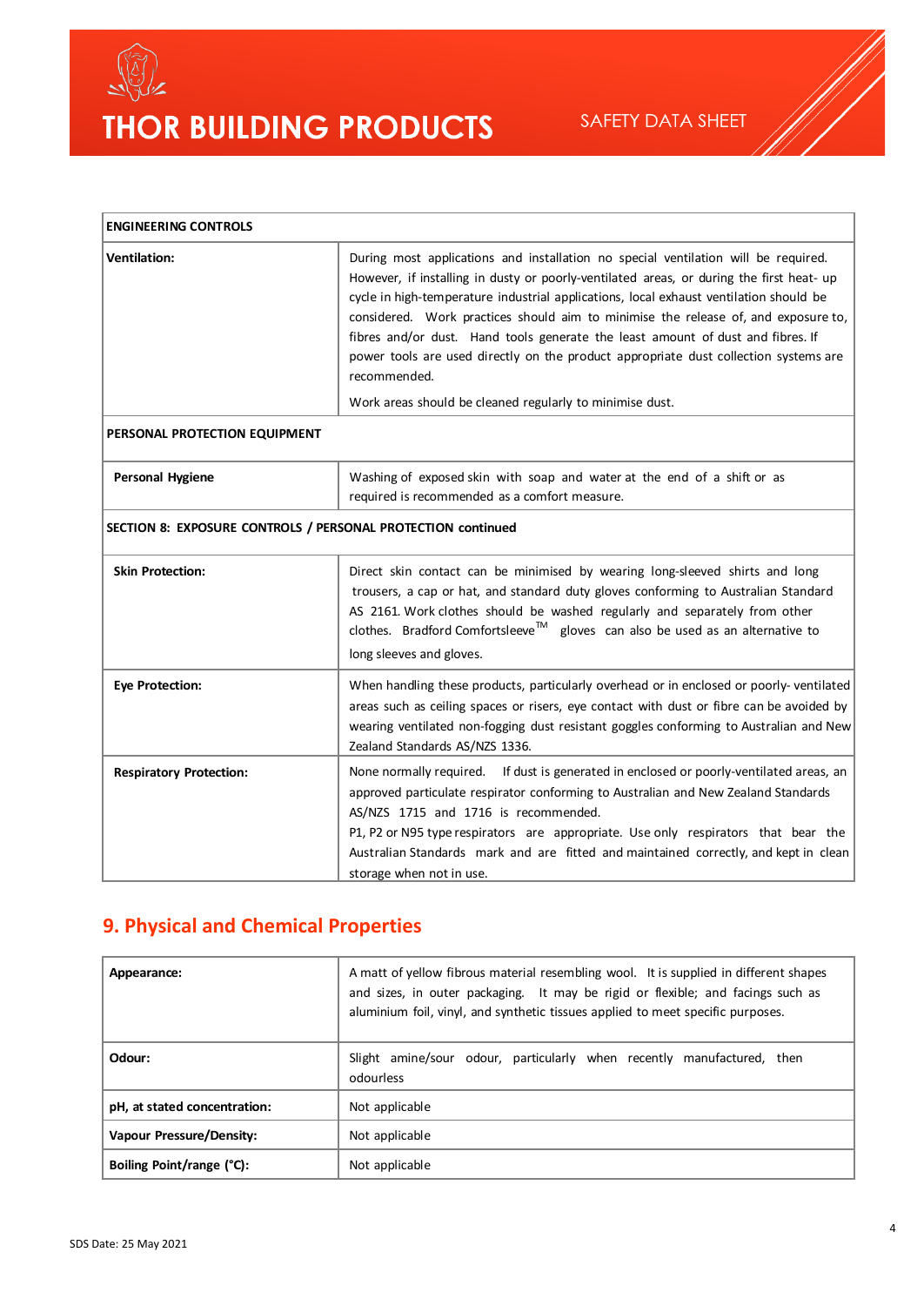| ENGINEERING CONTROLS | |
|---|---|
| **Ventilation:** | During most applications and installation no special ventilation will be required. However, if installing in dusty or poorly-ventilated areas, or during the first heat- up cycle in high-temperature industrial applications, local exhaust ventilation should be considered. Work practices should aim to minimise the release of, and exposure to, fibres and/or dust. Hand tools generate the least amount of dust and fibres. If power tools are used directly on the product appropriate dust collection systems are recommended.<br><br>Work areas should be cleaned regularly to minimise dust. |
| **PERSONAL PROTECTION EQUIPMENT** | |
| **Personal Hygiene** | Washing of exposed skin with soap and water at the end of a shift or as required is recommended as a comfort measure. |
| **SECTION 8: EXPOSURE CONTROLS / PERSONAL PROTECTION continued** | |
| **Skin Protection:** | Direct skin contact can be minimised by wearing long-sleeved shirts and long trousers, a cap or hat, and standard duty gloves conforming to Australian Standard AS 2161. Work clothes should be washed regularly and separately from other clothes. Bradford Comfortsleeve™ gloves can also be used as an alternative to long sleeves and gloves. |
| **Eye Protection:** | When handling these products, particularly overhead or in enclosed or poorly- ventilated areas such as ceiling spaces or risers, eye contact with dust or fibre can be avoided by wearing ventilated non-fogging dust resistant goggles conforming to Australian and New Zealand Standards AS/NZS 1336. |
| **Respiratory Protection:** | None normally required. If dust is generated in enclosed or poorly-ventilated areas, an approved particulate respirator conforming to Australian and New Zealand Standards AS/NZS 1715 and 1716 is recommended.<br>P1, P2 or N95 type respirators are appropriate. Use only respirators that bear the Australian Standards mark and are fitted and maintained correctly, and kept in clean storage when not in use. |

## 9. Physical and Chemical Properties

| **Appearance:** | A matt of yellow fibrous material resembling wool. It is supplied in different shapes and sizes, in outer packaging. It may be rigid or flexible; and facings such as aluminium foil, vinyl, and synthetic tissues applied to meet specific purposes. |
|---|---|
| **Odour:** | Slight amine/sour odour, particularly when recently manufactured, then odourless |
| **pH, at stated concentration:** | Not applicable |
| **Vapour Pressure/Density:** | Not applicable |
| **Boiling Point/range (°C):** | Not applicable |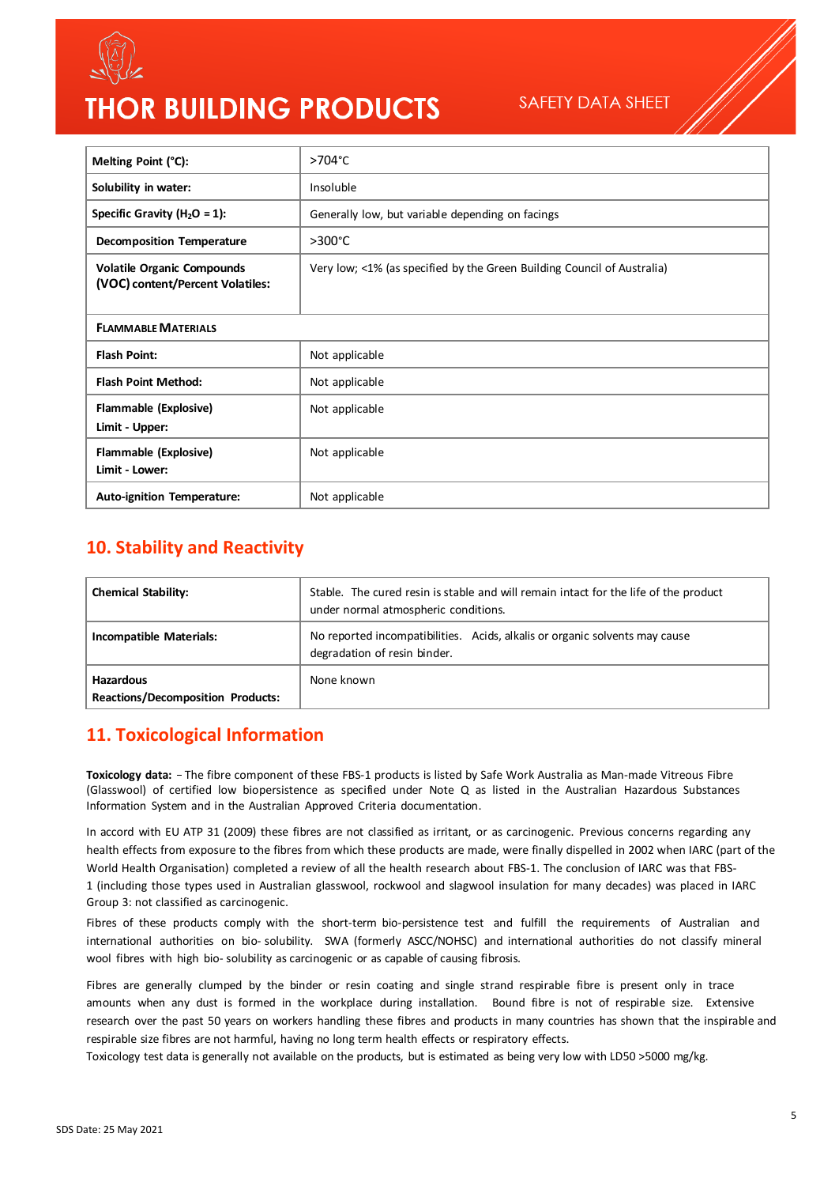| Melting Point (°C): | >704°C |
|---|---|
| Solubility in water: | Insoluble |
| Specific Gravity ($H_2O$ = 1): | Generally low, but variable depending on facings |
| Decomposition Temperature | >300°C |
| Volatile Organic Compounds (VOC) content/Percent Volatiles: | Very low; <1% (as specified by the Green Building Council of Australia) |
| **FLAMMABLE MATERIALS** | |
| Flash Point: | Not applicable |
| Flash Point Method: | Not applicable |
| Flammable (Explosive) Limit - Upper: | Not applicable |
| Flammable (Explosive) Limit - Lower: | Not applicable |
| Auto-ignition Temperature: | Not applicable |

## 10. Stability and Reactivity

| Chemical Stability: | Stable. The cured resin is stable and will remain intact for the life of the product under normal atmospheric conditions. |
|---|---|
| Incompatible Materials: | No reported incompatibilities. Acids, alkalis or organic solvents may cause degradation of resin binder. |
| Hazardous Reactions/Decomposition Products: | None known |

## 11. Toxicological Information

**Toxicology data:** – The fibre component of these FBS-1 products is listed by Safe Work Australia as Man-made Vitreous Fibre (Glasswool) of certified low biopersistence as specified under Note Q as listed in the Australian Hazardous Substances Information System and in the Australian Approved Criteria documentation.

In accord with EU ATP 31 (2009) these fibres are not classified as irritant, or as carcinogenic. Previous concerns regarding any health effects from exposure to the fibres from which these products are made, were finally dispelled in 2002 when IARC (part of the World Health Organisation) completed a review of all the health research about FBS-1. The conclusion of IARC was that FBS-1 (including those types used in Australian glasswool, rockwool and slagwool insulation for many decades) was placed in IARC Group 3: not classified as carcinogenic.

Fibres of these products comply with the short-term bio-persistence test and fulfill the requirements of Australian and international authorities on bio- solubility. SWA (formerly ASCC/NOHSC) and international authorities do not classify mineral wool fibres with high bio- solubility as carcinogenic or as capable of causing fibrosis.

Fibres are generally clumped by the binder or resin coating and single strand respirable fibre is present only in trace amounts when any dust is formed in the workplace during installation. Bound fibre is not of respirable size. Extensive research over the past 50 years on workers handling these fibres and products in many countries has shown that the inspirable and respirable size fibres are not harmful, having no long term health effects or respiratory effects.

Toxicology test data is generally not available on the products, but is estimated as being very low with LD50 >5000 mg/kg.

SDS Date: 25 May 2021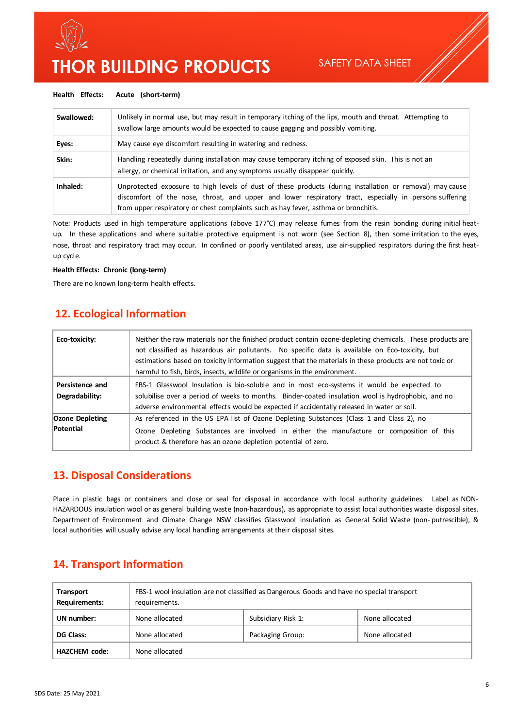**Health Effects: Acute (short-term)**

| | |
|---|---|
| **Swallowed:** | Unlikely in normal use, but may result in temporary itching of the lips, mouth and throat. Attempting to swallow large amounts would be expected to cause gagging and possibly vomiting. |
| **Eyes:** | May cause eye discomfort resulting in watering and redness. |
| **Skin:** | Handling repeatedly during installation may cause temporary itching of exposed skin. This is not an allergy, or chemical irritation, and any symptoms usually disappear quickly. |
| **Inhaled:** | Unprotected exposure to high levels of dust of these products (during installation or removal) may cause discomfort of the nose, throat, and upper and lower respiratory tract, especially in persons suffering from upper respiratory or chest complaints such as hay fever, asthma or bronchitis. |

Note: Products used in high temperature applications (above 177°C) may release fumes from the resin bonding during initial heat-up. In these applications and where suitable protective equipment is not worn (see Section 8), then some irritation to the eyes, nose, throat and respiratory tract may occur. In confined or poorly ventilated areas, use air-supplied respirators during the first heat-up cycle.

**Health Effects: Chronic (long-term)**

There are no known long-term health effects.

## 12. Ecological Information

| | |
|---|---|
| **Eco-toxicity:** | Neither the raw materials nor the finished product contain ozone-depleting chemicals. These products are not classified as hazardous air pollutants. No specific data is available on Eco-toxicity, but estimations based on toxicity information suggest that the materials in these products are not toxic or harmful to fish, birds, insects, wildlife or organisms in the environment. |
| **Persistence and Degradability:** | FBS-1 Glasswool Insulation is bio-soluble and in most eco-systems it would be expected to solubilise over a period of weeks to months. Binder-coated insulation wool is hydrophobic, and no adverse environmental effects would be expected if accidentally released in water or soil. |
| **Ozone Depleting Potential** | As referenced in the US EPA list of Ozone Depleting Substances (Class 1 and Class 2), no Ozone Depleting Substances are involved in either the manufacture or composition of this product & therefore has an ozone depletion potential of zero. |

## 13. Disposal Considerations

Place in plastic bags or containers and close or seal for disposal in accordance with local authority guidelines. Label as NON-HAZARDOUS insulation wool or as general building waste (non-hazardous), as appropriate to assist local authorities waste disposal sites. Department of Environment and Climate Change NSW classifies Glasswool insulation as General Solid Waste (non- putrescible), & local authorities will usually advise any local handling arrangements at their disposal sites.

## 14. Transport Information

| | | | |
|---|---|---|---|
| **Transport Requirements:** | FBS-1 wool insulation are not classified as Dangerous Goods and have no special transport requirements. | | |
| **UN number:** | None allocated | Subsidiary Risk 1: | None allocated |
| **DG Class:** | None allocated | Packaging Group: | None allocated |
| **HAZCHEM code:** | None allocated | | |

SDS Date: 25 May 2021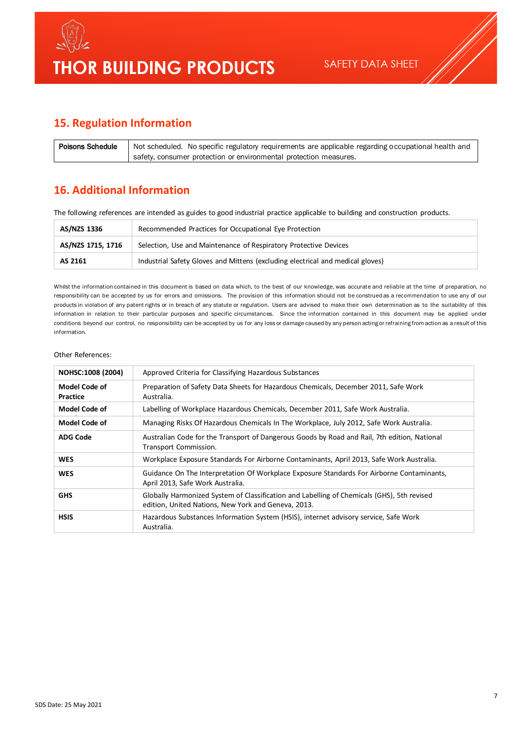## 15. Regulation Information

| | |
|---|---|
| Poisons Schedule | Not scheduled. No specific regulatory requirements are applicable regarding occupational health and safety, consumer protection or environmental protection measures. |

## 16. Additional Information

The following references are intended as guides to good industrial practice applicable to building and construction products.

| | |
|---|---|
| **AS/NZS 1336** | Recommended Practices for Occupational Eye Protection |
| **AS/NZS 1715, 1716** | Selection, Use and Maintenance of Respiratory Protective Devices |
| **AS 2161** | Industrial Safety Gloves and Mittens (excluding electrical and medical gloves) |

Whilst the information contained in this document is based on data which, to the best of our knowledge, was accurate and reliable at the time of preparation, no responsibility can be accepted by us for errors and omissions. The provision of this information should not be construed as a recommendation to use any of our products in violation of any patent rights or in breach of any statute or regulation. Users are advised to make their own determination as to the suitability of this information in relation to their particular purposes and specific circumstances. Since the information contained in this document may be applied under conditions beyond our control, no responsibility can be accepted by us for any loss or damage caused by any person acting or refraining from action as a result of this information.

Other References:

| | |
|---|---|
| **NOHSC:1008 (2004)** | Approved Criteria for Classifying Hazardous Substances |
| **Model Code of Practice** | Preparation of Safety Data Sheets for Hazardous Chemicals, December 2011, Safe Work Australia. |
| **Model Code of** | Labelling of Workplace Hazardous Chemicals, December 2011, Safe Work Australia. |
| **Model Code of** | Managing Risks Of Hazardous Chemicals In The Workplace, July 2012, Safe Work Australia. |
| **ADG Code** | Australian Code for the Transport of Dangerous Goods by Road and Rail, 7th edition, National Transport Commission. |
| **WES** | Workplace Exposure Standards For Airborne Contaminants, April 2013, Safe Work Australia. |
| **WES** | Guidance On The Interpretation Of Workplace Exposure Standards For Airborne Contaminants, April 2013, Safe Work Australia. |
| **GHS** | Globally Harmonized System of Classification and Labelling of Chemicals (GHS), 5th revised edition, United Nations, New York and Geneva, 2013. |
| **HSIS** | Hazardous Substances Information System (HSIS), internet advisory service, Safe Work Australia. |

SDS Date: 25 May 2021